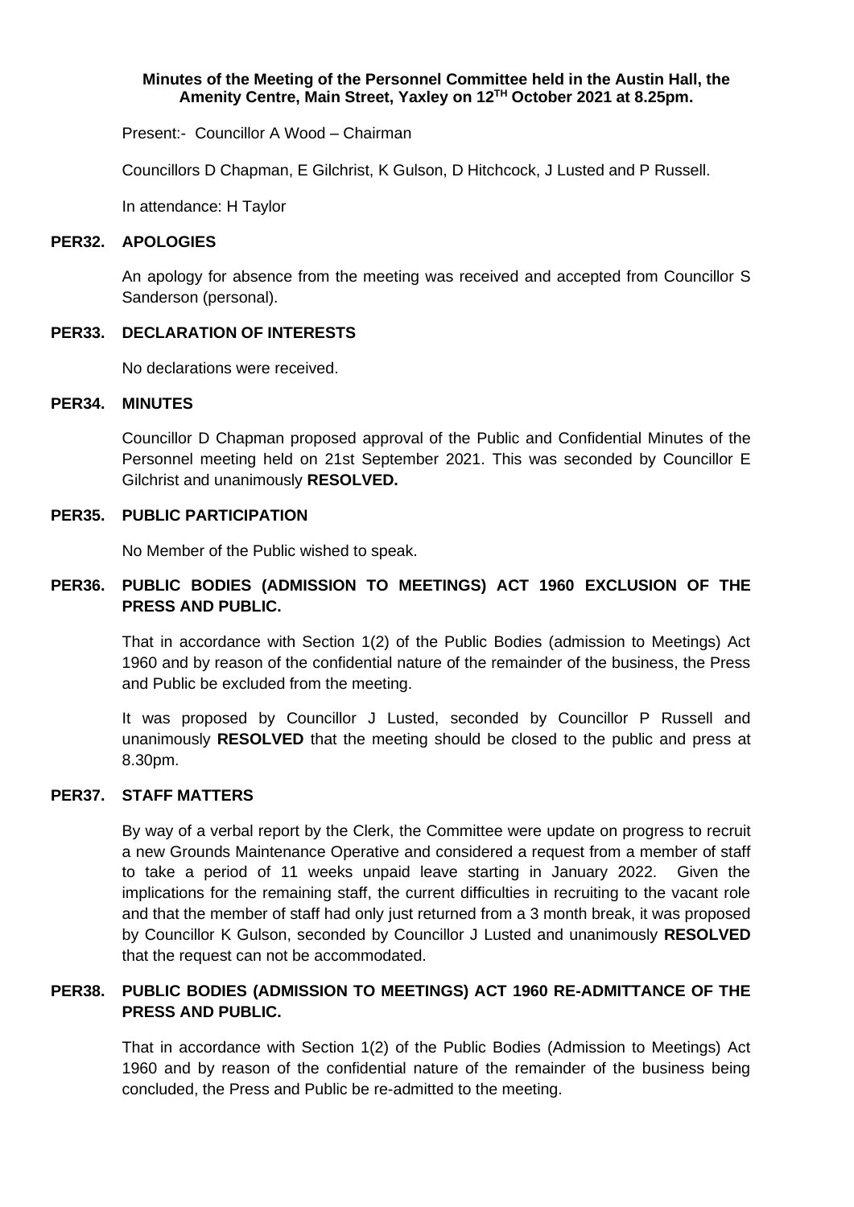**Minutes of the Meeting of the Personnel Committee held in the Austin Hall, the Amenity Centre, Main Street, Yaxley on 12$^{TH}$ October 2021 at 8.25pm.**

Present:- Councillor A Wood – Chairman

Councillors D Chapman, E Gilchrist, K Gulson, D Hitchcock, J Lusted and P Russell.

In attendance: H Taylor

## PER32. APOLOGIES

An apology for absence from the meeting was received and accepted from Councillor S Sanderson (personal).

## PER33. DECLARATION OF INTERESTS

No declarations were received.

## PER34. MINUTES

Councillor D Chapman proposed approval of the Public and Confidential Minutes of the Personnel meeting held on 21st September 2021. This was seconded by Councillor E Gilchrist and unanimously **RESOLVED.**

## PER35. PUBLIC PARTICIPATION

No Member of the Public wished to speak.

## PER36. PUBLIC BODIES (ADMISSION TO MEETINGS) ACT 1960 EXCLUSION OF THE PRESS AND PUBLIC.

That in accordance with Section 1(2) of the Public Bodies (admission to Meetings) Act 1960 and by reason of the confidential nature of the remainder of the business, the Press and Public be excluded from the meeting.

It was proposed by Councillor J Lusted, seconded by Councillor P Russell and unanimously **RESOLVED** that the meeting should be closed to the public and press at 8.30pm.

## PER37. STAFF MATTERS

By way of a verbal report by the Clerk, the Committee were update on progress to recruit a new Grounds Maintenance Operative and considered a request from a member of staff to take a period of 11 weeks unpaid leave starting in January 2022. Given the implications for the remaining staff, the current difficulties in recruiting to the vacant role and that the member of staff had only just returned from a 3 month break, it was proposed by Councillor K Gulson, seconded by Councillor J Lusted and unanimously **RESOLVED** that the request can not be accommodated.

## PER38. PUBLIC BODIES (ADMISSION TO MEETINGS) ACT 1960 RE-ADMITTANCE OF THE PRESS AND PUBLIC.

That in accordance with Section 1(2) of the Public Bodies (Admission to Meetings) Act 1960 and by reason of the confidential nature of the remainder of the business being concluded, the Press and Public be re-admitted to the meeting.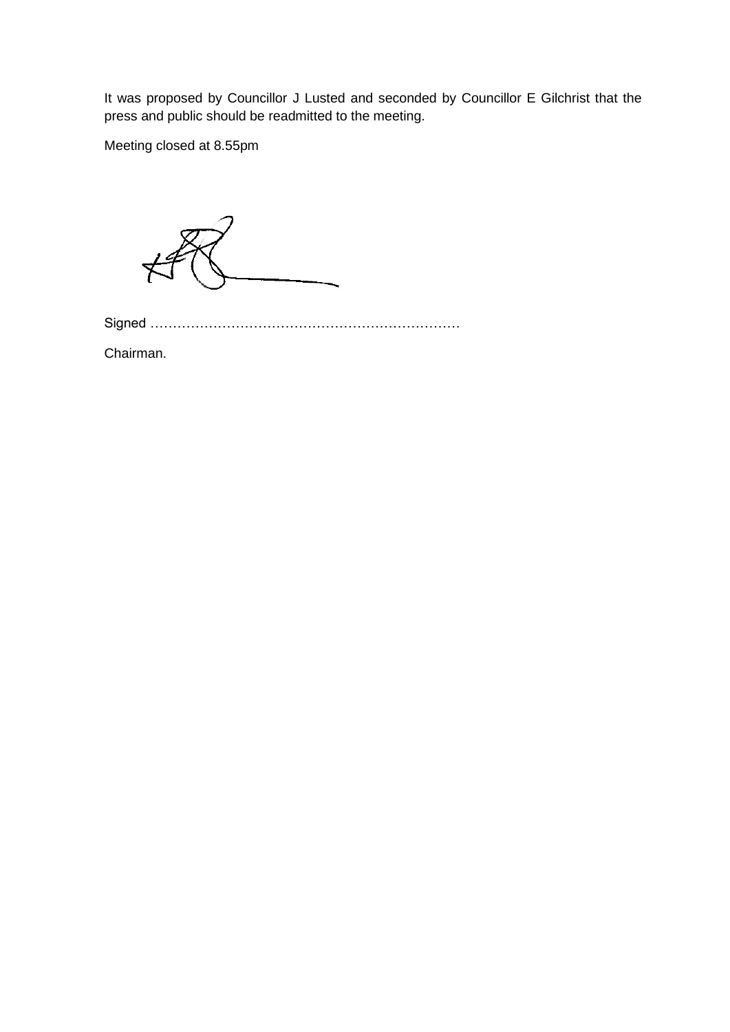It was proposed by Councillor J Lusted and seconded by Councillor E Gilchrist that the press and public should be readmitted to the meeting.

Meeting closed at 8.55pm

Signed ……………………………………………………………

Chairman.